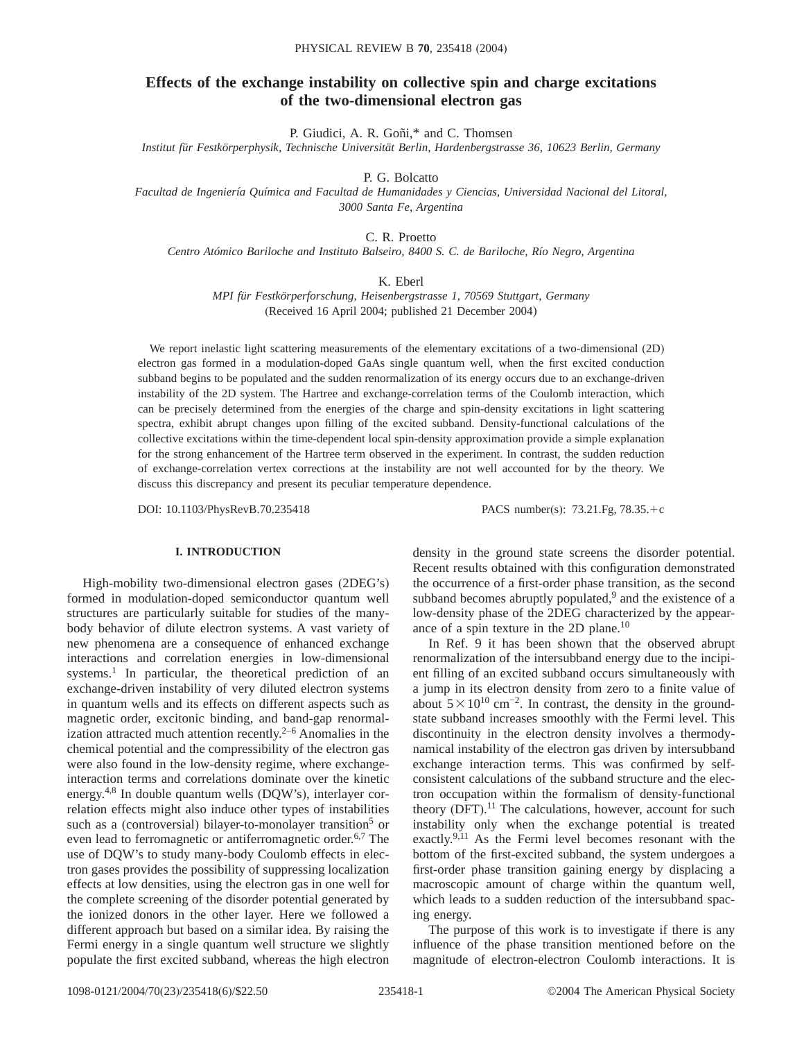# Effects of the exchange instability on collective spin and charge excitations of the two-dimensional electron gas

P. Giudici, A. R. Goñi,* and C. Thomsen

*Institut für Festkörperphysik, Technische Universität Berlin, Hardenbergstrasse 36, 10623 Berlin, Germany*

P. G. Bolcatto

*Facultad de Ingeniería Química and Facultad de Humanidades y Ciencias, Universidad Nacional del Litoral, 3000 Santa Fe, Argentina*

C. R. Proetto

*Centro Atómico Bariloche and Instituto Balseiro, 8400 S. C. de Bariloche, Río Negro, Argentina*

K. Eberl

*MPI für Festkörperforschung, Heisenbergstrasse 1, 70569 Stuttgart, Germany*

(Received 16 April 2004; published 21 December 2004)

We report inelastic light scattering measurements of the elementary excitations of a two-dimensional (2D) electron gas formed in a modulation-doped GaAs single quantum well, when the first excited conduction subband begins to be populated and the sudden renormalization of its energy occurs due to an exchange-driven instability of the 2D system. The Hartree and exchange-correlation terms of the Coulomb interaction, which can be precisely determined from the energies of the charge and spin-density excitations in light scattering spectra, exhibit abrupt changes upon filling of the excited subband. Density-functional calculations of the collective excitations within the time-dependent local spin-density approximation provide a simple explanation for the strong enhancement of the Hartree term observed in the experiment. In contrast, the sudden reduction of exchange-correlation vertex corrections at the instability are not well accounted for by the theory. We discuss this discrepancy and present its peculiar temperature dependence.

DOI: 10.1103/PhysRevB.70.235418 PACS number(s): 73.21.Fg, 78.35.+c

## I. INTRODUCTION

High-mobility two-dimensional electron gases (2DEG's) formed in modulation-doped semiconductor quantum well structures are particularly suitable for studies of the many-body behavior of dilute electron systems. A vast variety of new phenomena are a consequence of enhanced exchange interactions and correlation energies in low-dimensional systems.[1] In particular, the theoretical prediction of an exchange-driven instability of very diluted electron systems in quantum wells and its effects on different aspects such as magnetic order, excitonic binding, and band-gap renormalization attracted much attention recently.[2–6] Anomalies in the chemical potential and the compressibility of the electron gas were also found in the low-density regime, where exchange-interaction terms and correlations dominate over the kinetic energy.[4,8] In double quantum wells (DQW's), interlayer correlation effects might also induce other types of instabilities such as a (controversial) bilayer-to-monolayer transition[5] or even lead to ferromagnetic or antiferromagnetic order.[6,7] The use of DQW's to study many-body Coulomb effects in electron gases provides the possibility of suppressing localization effects at low densities, using the electron gas in one well for the complete screening of the disorder potential generated by the ionized donors in the other layer. Here we followed a different approach but based on a similar idea. By raising the Fermi energy in a single quantum well structure we slightly populate the first excited subband, whereas the high electron density in the ground state screens the disorder potential. Recent results obtained with this configuration demonstrated the occurrence of a first-order phase transition, as the second subband becomes abruptly populated,[9] and the existence of a low-density phase of the 2DEG characterized by the appearance of a spin texture in the 2D plane.[10]

In Ref. 9 it has been shown that the observed abrupt renormalization of the intersubband energy due to the incipient filling of an excited subband occurs simultaneously with a jump in its electron density from zero to a finite value of about $5\times10^{10}$ cm$^{-2}$. In contrast, the density in the ground-state subband increases smoothly with the Fermi level. This discontinuity in the electron density involves a thermodynamical instability of the electron gas driven by intersubband exchange interaction terms. This was confirmed by self-consistent calculations of the subband structure and the electron occupation within the formalism of density-functional theory (DFT).[11] The calculations, however, account for such instability only when the exchange potential is treated exactly.[9,11] As the Fermi level becomes resonant with the bottom of the first-excited subband, the system undergoes a first-order phase transition gaining energy by displacing a macroscopic amount of charge within the quantum well, which leads to a sudden reduction of the intersubband spacing energy.

The purpose of this work is to investigate if there is any influence of the phase transition mentioned before on the magnitude of electron-electron Coulomb interactions. It is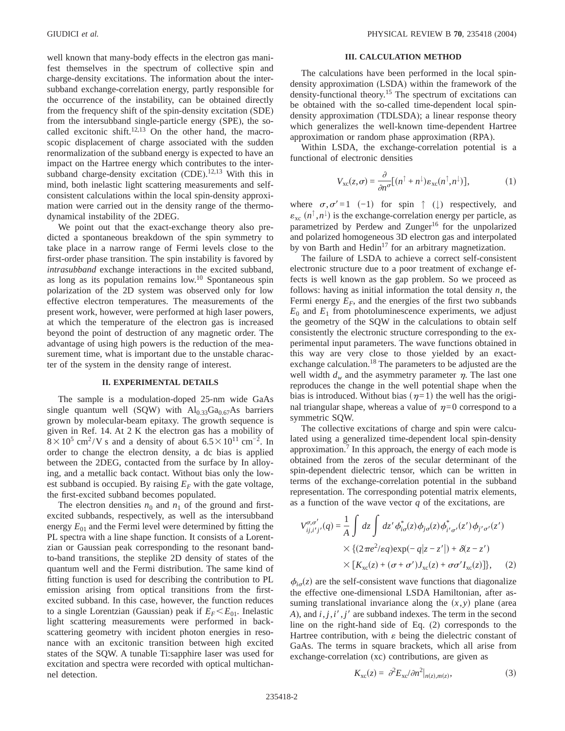well known that many-body effects in the electron gas manifest themselves in the spectrum of collective spin and charge-density excitations. The information about the intersubband exchange-correlation energy, partly responsible for the occurrence of the instability, can be obtained directly from the frequency shift of the spin-density excitation (SDE) from the intersubband single-particle energy (SPE), the so-called excitonic shift.[12,13] On the other hand, the macroscopic displacement of charge associated with the sudden renormalization of the subband energy is expected to have an impact on the Hartree energy which contributes to the intersubband charge-density excitation (CDE).[12,13] With this in mind, both inelastic light scattering measurements and self-consistent calculations within the local spin-density approximation were carried out in the density range of the thermodynamical instability of the 2DEG.

We point out that the exact-exchange theory also predicted a spontaneous breakdown of the spin symmetry to take place in a narrow range of Fermi levels close to the first-order phase transition. The spin instability is favored by *intrasubband* exchange interactions in the excited subband, as long as its population remains low.[10] Spontaneous spin polarization of the 2D system was observed only for low effective electron temperatures. The measurements of the present work, however, were performed at high laser powers, at which the temperature of the electron gas is increased beyond the point of destruction of any magnetic order. The advantage of using high powers is the reduction of the measurement time, what is important due to the unstable character of the system in the density range of interest.

## II. EXPERIMENTAL DETAILS

The sample is a modulation-doped 25-nm wide GaAs single quantum well (SQW) with $Al_{0.33}Ga_{0.67}As$ barriers grown by molecular-beam epitaxy. The growth sequence is given in Ref. 14. At 2 K the electron gas has a mobility of $8\times10^{5}$ cm$^2$/V s and a density of about $6.5\times10^{11}$ cm$^{-2}$. In order to change the electron density, a dc bias is applied between the 2DEG, contacted from the surface by In alloying, and a metallic back contact. Without bias only the lowest subband is occupied. By raising $E_F$ with the gate voltage, the first-excited subband becomes populated.

The electron densities $n_0$ and $n_1$ of the ground and first-excited subbands, respectively, as well as the intersubband energy $E_{01}$ and the Fermi level were determined by fitting the PL spectra with a line shape function. It consists of a Lorentzian or Gaussian peak corresponding to the resonant band-to-band transitions, the steplike 2D density of states of the quantum well and the Fermi distribution. The same kind of fitting function is used for describing the contribution to PL emission arising from optical transitions from the first-excited subband. In this case, however, the function reduces to a single Lorentzian (Gaussian) peak if $E_F<E_{01}$. Inelastic light scattering measurements were performed in backscattering geometry with incident photon energies in resonance with an excitonic transition between high excited states of the SQW. A tunable Ti:sapphire laser was used for excitation and spectra were recorded with optical multichannel detection.

## III. CALCULATION METHOD

The calculations have been performed in the local spin-density approximation (LSDA) within the framework of the density-functional theory.[15] The spectrum of excitations can be obtained with the so-called time-dependent local spin-density approximation (TDLSDA); a linear response theory which generalizes the well-known time-dependent Hartree approximation or random phase approximation (RPA).

Within LSDA, the exchange-correlation potential is a functional of electronic densities

$$V_{\rm xc}(z,\sigma)=\frac{\partial}{\partial n^{\sigma}}[(n^{\uparrow}+n^{\downarrow})\varepsilon_{\rm xc}(n^{\uparrow},n^{\downarrow})], \tag{1}$$

where $\sigma,\sigma'=1$ $(-1)$ for spin $\uparrow$ $(\downarrow)$ respectively, and $\varepsilon_{\rm xc}$ $(n^{\uparrow},n^{\downarrow})$ is the exchange-correlation energy per particle, as parametrized by Perdew and Zunger[16] for the unpolarized and polarized homogeneous 3D electron gas and interpolated by von Barth and Hedin[17] for an arbitrary magnetization.

The failure of LSDA to achieve a correct self-consistent electronic structure due to a poor treatment of exchange effects is well known as the gap problem. So we proceed as follows: having as initial information the total density $n$, the Fermi energy $E_F$, and the energies of the first two subbands $E_0$ and $E_1$ from photoluminescence experiments, we adjust the geometry of the SQW in the calculations to obtain self consistently the electronic structure corresponding to the experimental input parameters. The wave functions obtained in this way are very close to those yielded by an exact-exchange calculation.[18] The parameters to be adjusted are the well width $d_w$ and the asymmetry parameter $\eta$. The last one reproduces the change in the well potential shape when the bias is introduced. Without bias $(\eta=1)$ the well has the original triangular shape, whereas a value of $\eta=0$ correspond to a symmetric SQW.

The collective excitations of charge and spin were calculated using a generalized time-dependent local spin-density approximation.[7] In this approach, the energy of each mode is obtained from the zeros of the secular determinant of the spin-dependent dielectric tensor, which can be written in terms of the exchange-correlation potential in the subband representation. The corresponding potential matrix elements, as a function of the wave vector $q$ of the excitations, are

$$\begin{aligned}V_{ij,i'j'}^{\sigma,\sigma'}(q)=&\frac{1}{A}\int dz\int dz'\,\phi_{i\sigma}^{*}(z)\phi_{j\sigma}(z)\phi_{i'\sigma'}^{*}(z')\phi_{j'\sigma'}(z')\\&\times\{(2\pi e^{2}/\varepsilon q)\exp(-q|z-z'|)+\delta(z-z')\\&\times[K_{\rm xc}(z)+(\sigma+\sigma')J_{\rm xc}(z)+\sigma\sigma' I_{\rm xc}(z)]\},\end{aligned} \tag{2}$$

$\phi_{i\sigma}(z)$ are the self-consistent wave functions that diagonalize the effective one-dimensional LSDA Hamiltonian, after assuming translational invariance along the $(x,y)$ plane (area $A$), and $i,j,i',j'$ are subband indexes. The term in the second line on the right-hand side of Eq. (2) corresponds to the Hartree contribution, with $\varepsilon$ being the dielectric constant of GaAs. The terms in square brackets, which all arise from exchange-correlation (xc) contributions, are given as

$$K_{\rm xc}(z)=\left.\partial^{2}E_{\rm xc}/\partial n^{2}\right|_{n(z),m(z)}, \tag{3}$$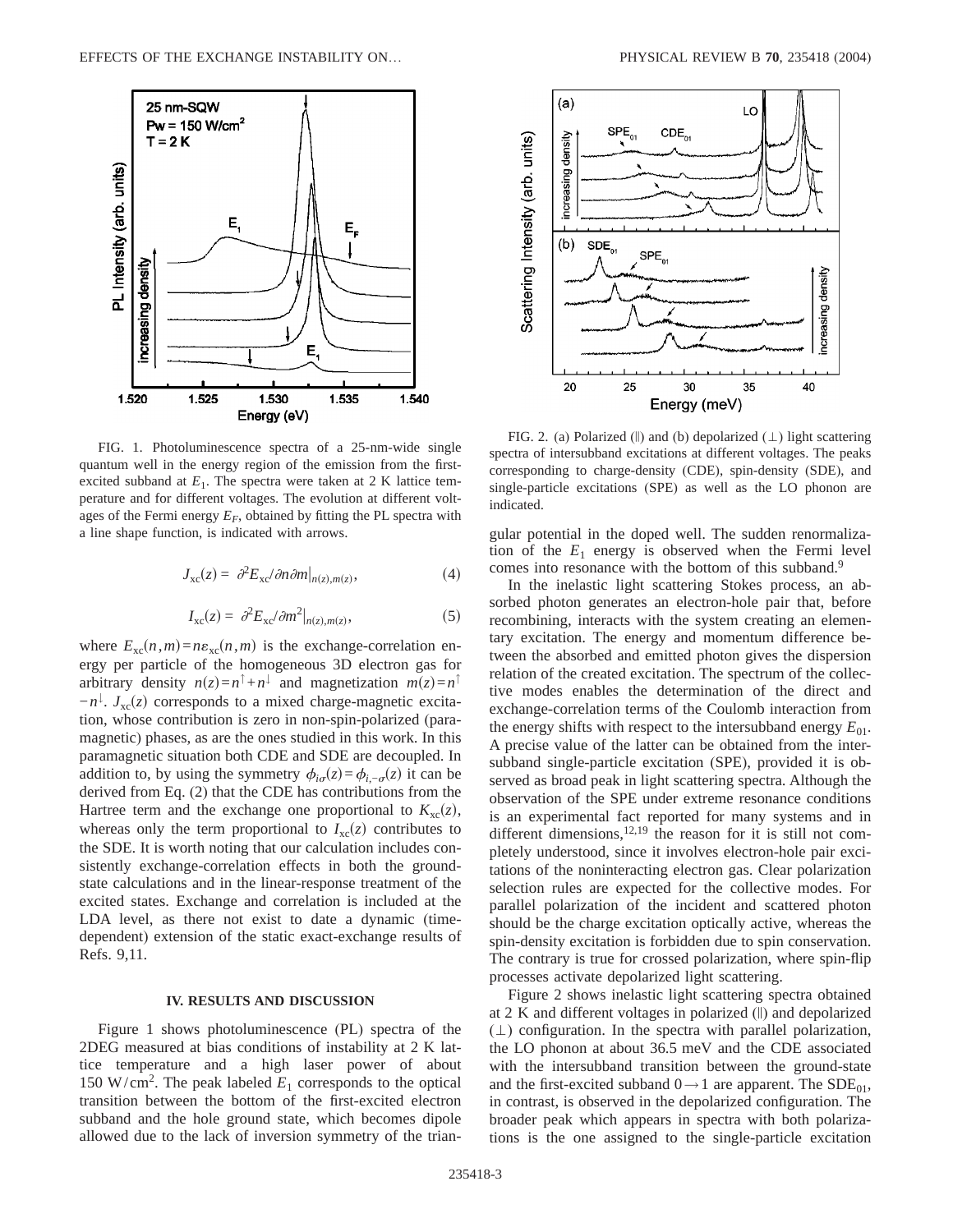FIG. 1. Photoluminescence spectra of a 25-nm-wide single quantum well in the energy region of the emission from the first-excited subband at $E_1$. The spectra were taken at 2 K lattice temperature and for different voltages. The evolution at different voltages of the Fermi energy $E_F$, obtained by fitting the PL spectra with a line shape function, is indicated with arrows.

$$J_{xc}(z) = \partial^2 E_{xc}/\partial n \partial m|_{n(z),m(z)}, \tag{4}$$

$$I_{xc}(z) = \partial^2 E_{xc}/\partial m^2|_{n(z),m(z)}, \tag{5}$$

where $E_{xc}(n,m)=n\varepsilon_{xc}(n,m)$ is the exchange-correlation energy per particle of the homogeneous 3D electron gas for arbitrary density $n(z)=n^{\uparrow}+n^{\downarrow}$ and magnetization $m(z)=n^{\uparrow}-n^{\downarrow}$. $J_{xc}(z)$ corresponds to a mixed charge-magnetic excitation, whose contribution is zero in non-spin-polarized (paramagnetic) phases, as are the ones studied in this work. In this paramagnetic situation both CDE and SDE are decoupled. In addition to, by using the symmetry $\phi_{i\sigma}(z)=\phi_{i,-\sigma}(z)$ it can be derived from Eq. (2) that the CDE has contributions from the Hartree term and the exchange one proportional to $K_{xc}(z)$, whereas only the term proportional to $I_{xc}(z)$ contributes to the SDE. It is worth noting that our calculation includes consistently exchange-correlation effects in both the ground-state calculations and in the linear-response treatment of the excited states. Exchange and correlation is included at the LDA level, as there not exist to date a dynamic (time-dependent) extension of the static exact-exchange results of Refs. 9,11.

## IV. RESULTS AND DISCUSSION

Figure 1 shows photoluminescence (PL) spectra of the 2DEG measured at bias conditions of instability at 2 K lattice temperature and a high laser power of about 150 W/cm$^2$. The peak labeled $E_1$ corresponds to the optical transition between the bottom of the first-excited electron subband and the hole ground state, which becomes dipole allowed due to the lack of inversion symmetry of the triangular potential in the doped well. The sudden renormalization of the $E_1$ energy is observed when the Fermi level comes into resonance with the bottom of this subband.[9]

FIG. 2. (a) Polarized (∥) and (b) depolarized (⊥) light scattering spectra of intersubband excitations at different voltages. The peaks corresponding to charge-density (CDE), spin-density (SDE), and single-particle excitations (SPE) as well as the LO phonon are indicated.

In the inelastic light scattering Stokes process, an absorbed photon generates an electron-hole pair that, before recombining, interacts with the system creating an elementary excitation. The energy and momentum difference between the absorbed and emitted photon gives the dispersion relation of the created excitation. The spectrum of the collective modes enables the determination of the direct and exchange-correlation terms of the Coulomb interaction from the energy shifts with respect to the intersubband energy $E_{01}$. A precise value of the latter can be obtained from the intersubband single-particle excitation (SPE), provided it is observed as broad peak in light scattering spectra. Although the observation of the SPE under extreme resonance conditions is an experimental fact reported for many systems and in different dimensions,[12,19] the reason for it is still not completely understood, since it involves electron-hole pair excitations of the noninteracting electron gas. Clear polarization selection rules are expected for the collective modes. For parallel polarization of the incident and scattered photon should be the charge excitation optically active, whereas the spin-density excitation is forbidden due to spin conservation. The contrary is true for crossed polarization, where spin-flip processes activate depolarized light scattering.

Figure 2 shows inelastic light scattering spectra obtained at 2 K and different voltages in polarized (∥) and depolarized (⊥) configuration. In the spectra with parallel polarization, the LO phonon at about 36.5 meV and the CDE associated with the intersubband transition between the ground-state and the first-excited subband $0\rightarrow 1$ are apparent. The $SDE_{01}$, in contrast, is observed in the depolarized configuration. The broader peak which appears in spectra with both polarizations is the one assigned to the single-particle excitation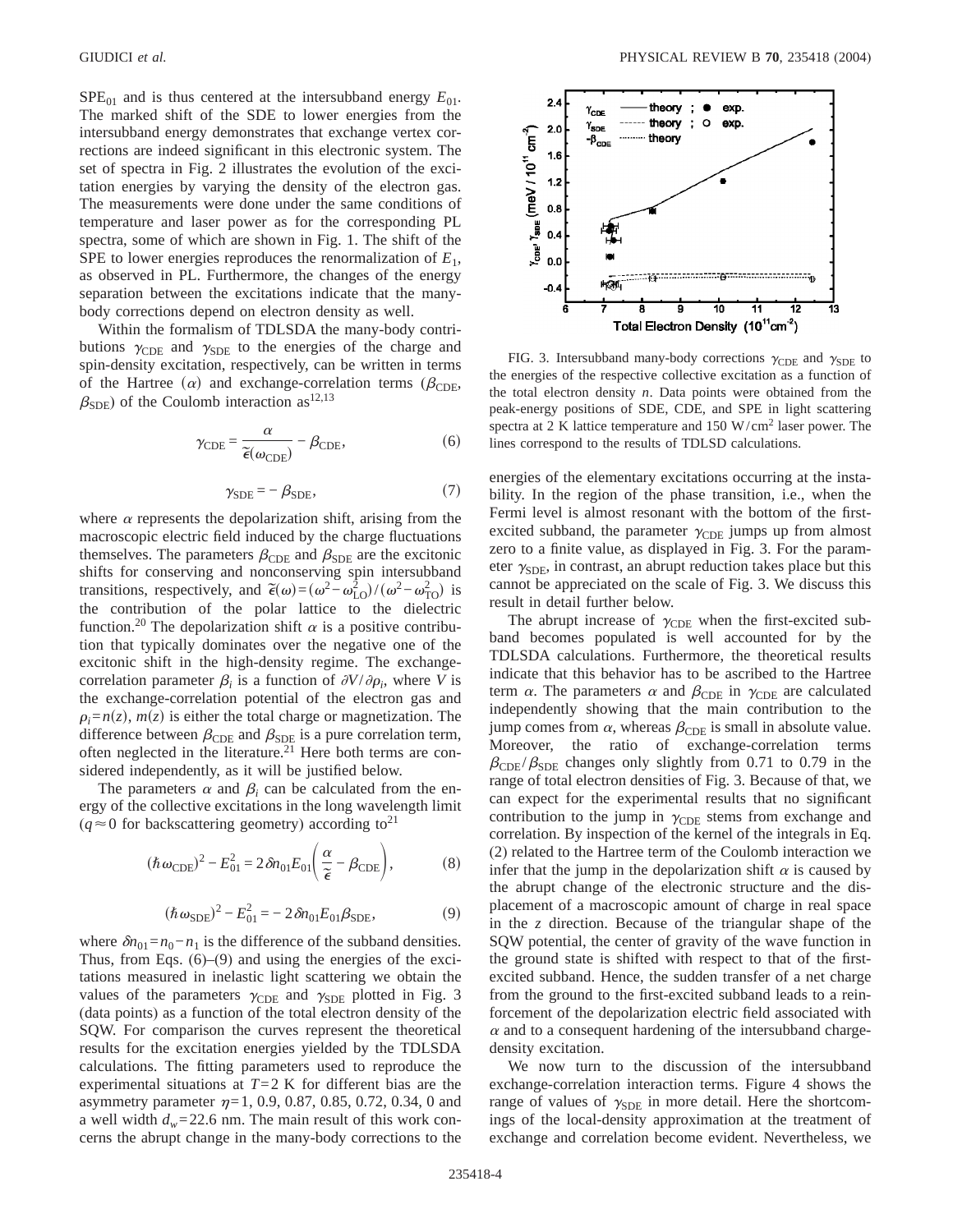$SPE_{01}$ and is thus centered at the intersubband energy $E_{01}$. The marked shift of the SDE to lower energies from the intersubband energy demonstrates that exchange vertex corrections are indeed significant in this electronic system. The set of spectra in Fig. 2 illustrates the evolution of the excitation energies by varying the density of the electron gas. The measurements were done under the same conditions of temperature and laser power as for the corresponding PL spectra, some of which are shown in Fig. 1. The shift of the SPE to lower energies reproduces the renormalization of $E_1$, as observed in PL. Furthermore, the changes of the energy separation between the excitations indicate that the many-body corrections depend on electron density as well.

Within the formalism of TDLSDA the many-body contributions $\gamma_{\mathrm{CDE}}$ and $\gamma_{\mathrm{SDE}}$ to the energies of the charge and spin-density excitation, respectively, can be written in terms of the Hartree ($\alpha$) and exchange-correlation terms ($\beta_{\mathrm{CDE}}$, $\beta_{\mathrm{SDE}}$) of the Coulomb interaction as[12,13]

$$\gamma_{\mathrm{CDE}} = \frac{\alpha}{\tilde{\epsilon}(\omega_{\mathrm{CDE}})} - \beta_{\mathrm{CDE}}, \tag{6}$$

$$\gamma_{\mathrm{SDE}} = -\beta_{\mathrm{SDE}}, \tag{7}$$

where $\alpha$ represents the depolarization shift, arising from the macroscopic electric field induced by the charge fluctuations themselves. The parameters $\beta_{\mathrm{CDE}}$ and $\beta_{\mathrm{SDE}}$ are the excitonic shifts for conserving and nonconserving spin intersubband transitions, respectively, and $\tilde{\epsilon}(\omega) = (\omega^2 - \omega_{\mathrm{LO}}^2)/(\omega^2 - \omega_{\mathrm{TO}}^2)$ is the contribution of the polar lattice to the dielectric function.[20] The depolarization shift $\alpha$ is a positive contribution that typically dominates over the negative one of the excitonic shift in the high-density regime. The exchange-correlation parameter $\beta_i$ is a function of $\partial V/\partial \rho_i$, where $V$ is the exchange-correlation potential of the electron gas and $\rho_i = n(z)$, $m(z)$ is either the total charge or magnetization. The difference between $\beta_{\mathrm{CDE}}$ and $\beta_{\mathrm{SDE}}$ is a pure correlation term, often neglected in the literature.[21] Here both terms are considered independently, as it will be justified below.

The parameters $\alpha$ and $\beta_i$ can be calculated from the energy of the collective excitations in the long wavelength limit ($q \approx 0$ for backscattering geometry) according to[21]

$$(\hbar\omega_{\mathrm{CDE}})^2 - E_{01}^2 = 2\delta n_{01} E_{01}\left(\frac{\alpha}{\tilde{\epsilon}} - \beta_{\mathrm{CDE}}\right), \tag{8}$$

$$(\hbar\omega_{\mathrm{SDE}})^2 - E_{01}^2 = -2\delta n_{01} E_{01} \beta_{\mathrm{SDE}}, \tag{9}$$

where $\delta n_{01} = n_0 - n_1$ is the difference of the subband densities. Thus, from Eqs. (6)–(9) and using the energies of the excitations measured in inelastic light scattering we obtain the values of the parameters $\gamma_{\mathrm{CDE}}$ and $\gamma_{\mathrm{SDE}}$ plotted in Fig. 3 (data points) as a function of the total electron density of the SQW. For comparison the curves represent the theoretical results for the excitation energies yielded by the TDLSDA calculations. The fitting parameters used to reproduce the experimental situations at $T = 2$ K for different bias are the asymmetry parameter $\eta = 1$, 0.9, 0.87, 0.85, 0.72, 0.34, 0 and a well width $d_w = 22.6$ nm. The main result of this work concerns the abrupt change in the many-body corrections to the energies of the elementary excitations occurring at the instability. In the region of the phase transition, i.e., when the Fermi level is almost resonant with the bottom of the first-excited subband, the parameter $\gamma_{\mathrm{CDE}}$ jumps up from almost zero to a finite value, as displayed in Fig. 3. For the parameter $\gamma_{\mathrm{SDE}}$, in contrast, an abrupt reduction takes place but this cannot be appreciated on the scale of Fig. 3. We discuss this result in detail further below.

FIG. 3. Intersubband many-body corrections $\gamma_{\mathrm{CDE}}$ and $\gamma_{\mathrm{SDE}}$ to the energies of the respective collective excitation as a function of the total electron density $n$. Data points were obtained from the peak-energy positions of SDE, CDE, and SPE in light scattering spectra at 2 K lattice temperature and 150 W/cm$^2$ laser power. The lines correspond to the results of TDLSD calculations.

The abrupt increase of $\gamma_{\mathrm{CDE}}$ when the first-excited subband becomes populated is well accounted for by the TDLSDA calculations. Furthermore, the theoretical results indicate that this behavior has to be ascribed to the Hartree term $\alpha$. The parameters $\alpha$ and $\beta_{\mathrm{CDE}}$ in $\gamma_{\mathrm{CDE}}$ are calculated independently showing that the main contribution to the jump comes from $\alpha$, whereas $\beta_{\mathrm{CDE}}$ is small in absolute value. Moreover, the ratio of exchange-correlation terms $\beta_{\mathrm{CDE}}/\beta_{\mathrm{SDE}}$ changes only slightly from 0.71 to 0.79 in the range of total electron densities of Fig. 3. Because of that, we can expect for the experimental results that no significant contribution to the jump in $\gamma_{\mathrm{CDE}}$ stems from exchange and correlation. By inspection of the kernel of the integrals in Eq. (2) related to the Hartree term of the Coulomb interaction we infer that the jump in the depolarization shift $\alpha$ is caused by the abrupt change of the electronic structure and the displacement of a macroscopic amount of charge in real space in the $z$ direction. Because of the triangular shape of the SQW potential, the center of gravity of the wave function in the ground state is shifted with respect to that of the first-excited subband. Hence, the sudden transfer of a net charge from the ground to the first-excited subband leads to a reinforcement of the depolarization electric field associated with $\alpha$ and to a consequent hardening of the intersubband charge-density excitation.

We now turn to the discussion of the intersubband exchange-correlation interaction terms. Figure 4 shows the range of values of $\gamma_{\mathrm{SDE}}$ in more detail. Here the shortcomings of the local-density approximation at the treatment of exchange and correlation become evident. Nevertheless, we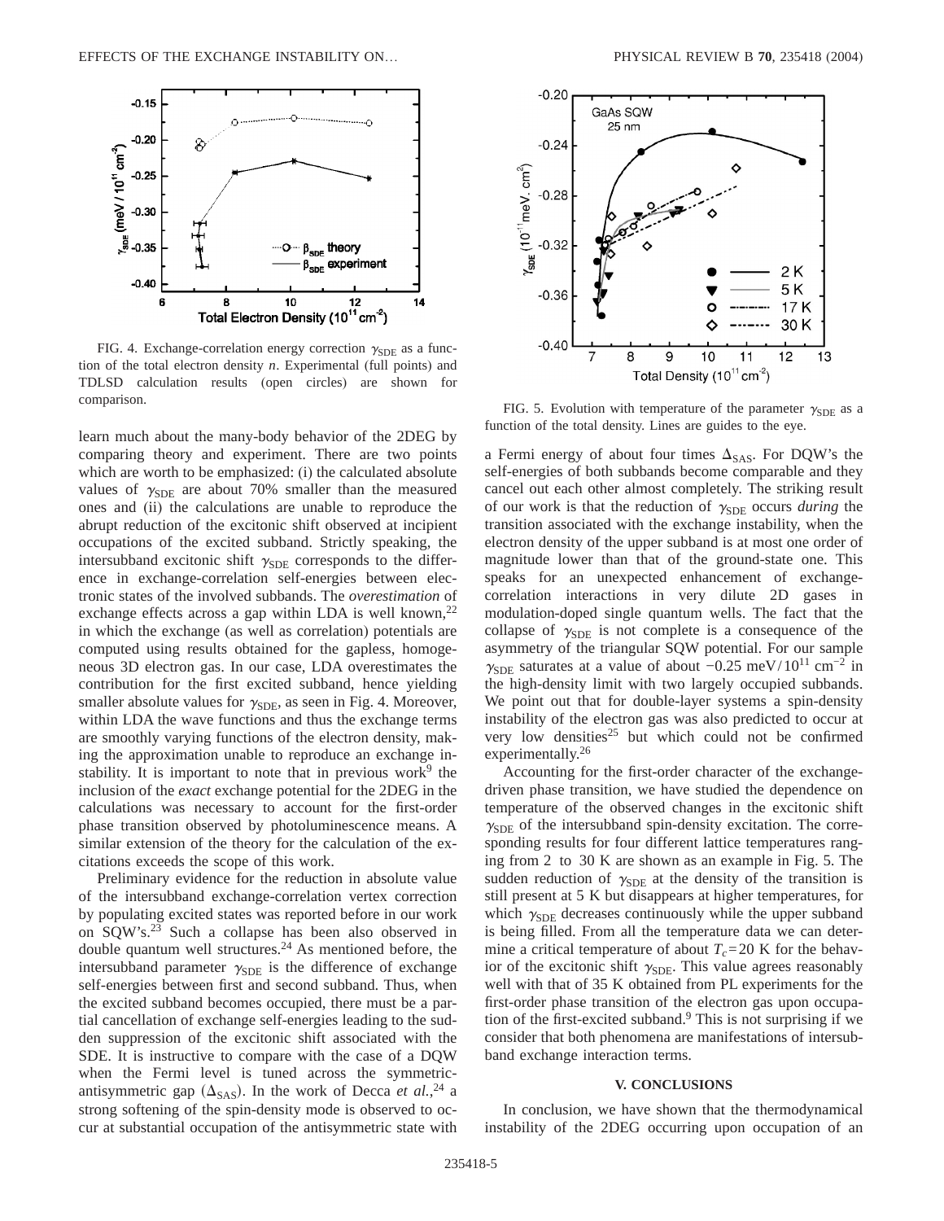FIG. 4. Exchange-correlation energy correction $\gamma_{SDE}$ as a function of the total electron density $n$. Experimental (full points) and TDLSD calculation results (open circles) are shown for comparison.

FIG. 5. Evolution with temperature of the parameter $\gamma_{SDE}$ as a function of the total density. Lines are guides to the eye.

learn much about the many-body behavior of the 2DEG by comparing theory and experiment. There are two points which are worth to be emphasized: (i) the calculated absolute values of $\gamma_{SDE}$ are about 70% smaller than the measured ones and (ii) the calculations are unable to reproduce the abrupt reduction of the excitonic shift observed at incipient occupations of the excited subband. Strictly speaking, the intersubband excitonic shift $\gamma_{SDE}$ corresponds to the difference in exchange-correlation self-energies between electronic states of the involved subbands. The *overestimation* of exchange effects across a gap within LDA is well known,[22] in which the exchange (as well as correlation) potentials are computed using results obtained for the gapless, homogeneous 3D electron gas. In our case, LDA overestimates the contribution for the first excited subband, hence yielding smaller absolute values for $\gamma_{SDE}$, as seen in Fig. 4. Moreover, within LDA the wave functions and thus the exchange terms are smoothly varying functions of the electron density, making the approximation unable to reproduce an exchange instability. It is important to note that in previous work[9] the inclusion of the *exact* exchange potential for the 2DEG in the calculations was necessary to account for the first-order phase transition observed by photoluminescence means. A similar extension of the theory for the calculation of the excitations exceeds the scope of this work.

Preliminary evidence for the reduction in absolute value of the intersubband exchange-correlation vertex correction by populating excited states was reported before in our work on SQW's.[23] Such a collapse has been also observed in double quantum well structures.[24] As mentioned before, the intersubband parameter $\gamma_{SDE}$ is the difference of exchange self-energies between first and second subband. Thus, when the excited subband becomes occupied, there must be a partial cancellation of exchange self-energies leading to the sudden suppression of the excitonic shift associated with the SDE. It is instructive to compare with the case of a DQW when the Fermi level is tuned across the symmetric-antisymmetric gap ($\Delta_{SAS}$). In the work of Decca *et al.*,[24] a strong softening of the spin-density mode is observed to occur at substantial occupation of the antisymmetric state with a Fermi energy of about four times $\Delta_{SAS}$. For DQW's the self-energies of both subbands become comparable and they cancel out each other almost completely. The striking result of our work is that the reduction of $\gamma_{SDE}$ occurs *during* the transition associated with the exchange instability, when the electron density of the upper subband is at most one order of magnitude lower than that of the ground-state one. This speaks for an unexpected enhancement of exchange-correlation interactions in very dilute 2D gases in modulation-doped single quantum wells. The fact that the collapse of $\gamma_{SDE}$ is not complete is a consequence of the asymmetry of the triangular SQW potential. For our sample $\gamma_{SDE}$ saturates at a value of about $-0.25$ meV/$10^{11}$ cm$^{-2}$ in the high-density limit with two largely occupied subbands. We point out that for double-layer systems a spin-density instability of the electron gas was also predicted to occur at very low densities[25] but which could not be confirmed experimentally.[26]

Accounting for the first-order character of the exchange-driven phase transition, we have studied the dependence on temperature of the observed changes in the excitonic shift $\gamma_{SDE}$ of the intersubband spin-density excitation. The corresponding results for four different lattice temperatures ranging from 2 to 30 K are shown as an example in Fig. 5. The sudden reduction of $\gamma_{SDE}$ at the density of the transition is still present at 5 K but disappears at higher temperatures, for which $\gamma_{SDE}$ decreases continuously while the upper subband is being filled. From all the temperature data we can determine a critical temperature of about $T_c = 20$ K for the behavior of the excitonic shift $\gamma_{SDE}$. This value agrees reasonably well with that of 35 K obtained from PL experiments for the first-order phase transition of the electron gas upon occupation of the first-excited subband.[9] This is not surprising if we consider that both phenomena are manifestations of intersubband exchange interaction terms.

## V. CONCLUSIONS

In conclusion, we have shown that the thermodynamical instability of the 2DEG occurring upon occupation of an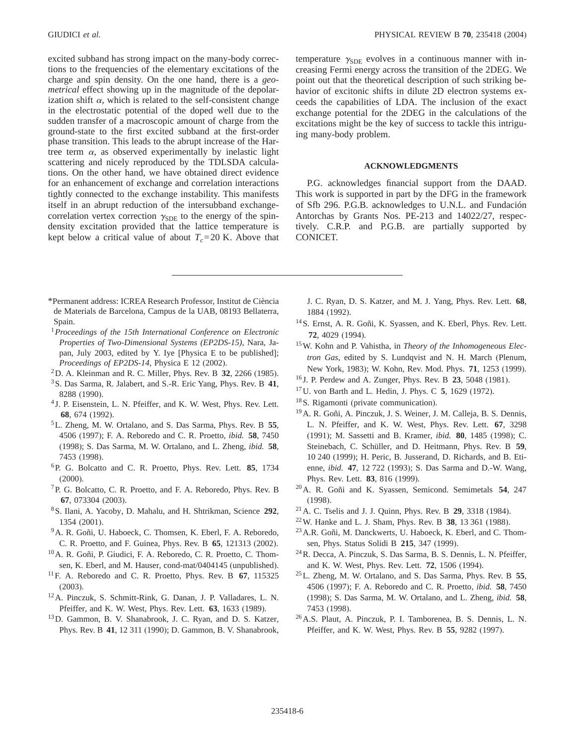excited subband has strong impact on the many-body corrections to the frequencies of the elementary excitations of the charge and spin density. On the one hand, there is a *geometrical* effect showing up in the magnitude of the depolarization shift $\alpha$, which is related to the self-consistent change in the electrostatic potential of the doped well due to the sudden transfer of a macroscopic amount of charge from the ground-state to the first excited subband at the first-order phase transition. This leads to the abrupt increase of the Hartree term $\alpha$, as observed experimentally by inelastic light scattering and nicely reproduced by the TDLSDA calculations. On the other hand, we have obtained direct evidence for an enhancement of exchange and correlation interactions tightly connected to the exchange instability. This manifests itself in an abrupt reduction of the intersubband exchange-correlation vertex correction $\gamma_{\text{SDE}}$ to the energy of the spin-density excitation provided that the lattice temperature is kept below a critical value of about $T_c = 20$ K. Above that temperature $\gamma_{\text{SDE}}$ evolves in a continuous manner with increasing Fermi energy across the transition of the 2DEG. We point out that the theoretical description of such striking behavior of excitonic shifts in dilute 2D electron systems exceeds the capabilities of LDA. The inclusion of the exact exchange potential for the 2DEG in the calculations of the excitations might be the key of success to tackle this intriguing many-body problem.

## ACKNOWLEDGMENTS

P.G. acknowledges financial support from the DAAD. This work is supported in part by the DFG in the framework of Sfb 296. P.G.B. acknowledges to U.N.L. and Fundación Antorchas by Grants Nos. PE-213 and 14022/27, respectively. C.R.P. and P.G.B. are partially supported by CONICET.

---

*Permanent address: ICREA Research Professor, Institut de Ciència de Materials de Barcelona, Campus de la UAB, 08193 Bellaterra, Spain.

[1] *Proceedings of the 15th International Conference on Electronic Properties of Two-Dimensional Systems (EP2DS-15)*, Nara, Japan, July 2003, edited by Y. Iye [Physica E to be published]; *Proceedings of EP2DS-14*, Physica E 12 (2002).

[2] D. A. Kleinman and R. C. Miller, Phys. Rev. B **32**, 2266 (1985).

[3] S. Das Sarma, R. Jalabert, and S.-R. Eric Yang, Phys. Rev. B **41**, 8288 (1990).

[4] J. P. Eisenstein, L. N. Pfeiffer, and K. W. West, Phys. Rev. Lett. **68**, 674 (1992).

[5] L. Zheng, M. W. Ortalano, and S. Das Sarma, Phys. Rev. B **55**, 4506 (1997); F. A. Reboredo and C. R. Proetto, *ibid.* **58**, 7450 (1998); S. Das Sarma, M. W. Ortalano, and L. Zheng, *ibid.* **58**, 7453 (1998).

[6] P. G. Bolcatto and C. R. Proetto, Phys. Rev. Lett. **85**, 1734 (2000).

[7] P. G. Bolcatto, C. R. Proetto, and F. A. Reboredo, Phys. Rev. B **67**, 073304 (2003).

[8] S. Ilani, A. Yacoby, D. Mahalu, and H. Shtrikman, Science **292**, 1354 (2001).

[9] A. R. Goñi, U. Haboeck, C. Thomsen, K. Eberl, F. A. Reboredo, C. R. Proetto, and F. Guinea, Phys. Rev. B **65**, 121313 (2002).

[10] A. R. Goñi, P. Giudici, F. A. Reboredo, C. R. Proetto, C. Thomsen, K. Eberl, and M. Hauser, cond-mat/0404145 (unpublished).

[11] F. A. Reboredo and C. R. Proetto, Phys. Rev. B **67**, 115325 (2003).

[12] A. Pinczuk, S. Schmitt-Rink, G. Danan, J. P. Valladares, L. N. Pfeiffer, and K. W. West, Phys. Rev. Lett. **63**, 1633 (1989).

[13] D. Gammon, B. V. Shanabrook, J. C. Ryan, and D. S. Katzer, Phys. Rev. B **41**, 12 311 (1990); D. Gammon, B. V. Shanabrook, J. C. Ryan, D. S. Katzer, and M. J. Yang, Phys. Rev. Lett. **68**, 1884 (1992).

[14] S. Ernst, A. R. Goñi, K. Syassen, and K. Eberl, Phys. Rev. Lett. **72**, 4029 (1994).

[15] W. Kohn and P. Vahistha, in *Theory of the Inhomogeneous Electron Gas*, edited by S. Lundqvist and N. H. March (Plenum, New York, 1983); W. Kohn, Rev. Mod. Phys. **71**, 1253 (1999).

[16] J. P. Perdew and A. Zunger, Phys. Rev. B **23**, 5048 (1981).

[17] U. von Barth and L. Hedin, J. Phys. C **5**, 1629 (1972).

[18] S. Rigamonti (private communication).

[19] A. R. Goñi, A. Pinczuk, J. S. Weiner, J. M. Calleja, B. S. Dennis, L. N. Pfeiffer, and K. W. West, Phys. Rev. Lett. **67**, 3298 (1991); M. Sassetti and B. Kramer, *ibid.* **80**, 1485 (1998); C. Steinebach, C. Schüller, and D. Heitmann, Phys. Rev. B **59**, 10 240 (1999); H. Peric, B. Jusserand, D. Richards, and B. Etienne, *ibid.* **47**, 12 722 (1993); S. Das Sarma and D.-W. Wang, Phys. Rev. Lett. **83**, 816 (1999).

[20] A. R. Goñi and K. Syassen, Semicond. Semimetals **54**, 247 (1998).

[21] A. C. Tselis and J. J. Quinn, Phys. Rev. B **29**, 3318 (1984).

[22] W. Hanke and L. J. Sham, Phys. Rev. B **38**, 13 361 (1988).

[23] A.R. Goñi, M. Danckwerts, U. Haboeck, K. Eberl, and C. Thomsen, Phys. Status Solidi B **215**, 347 (1999).

[24] R. Decca, A. Pinczuk, S. Das Sarma, B. S. Dennis, L. N. Pfeiffer, and K. W. West, Phys. Rev. Lett. **72**, 1506 (1994).

[25] L. Zheng, M. W. Ortalano, and S. Das Sarma, Phys. Rev. B **55**, 4506 (1997); F. A. Reboredo and C. R. Proetto, *ibid.* **58**, 7450 (1998); S. Das Sarma, M. W. Ortalano, and L. Zheng, *ibid.* **58**, 7453 (1998).

[26] A.S. Plaut, A. Pinczuk, P. I. Tamborenea, B. S. Dennis, L. N. Pfeiffer, and K. W. West, Phys. Rev. B **55**, 9282 (1997).